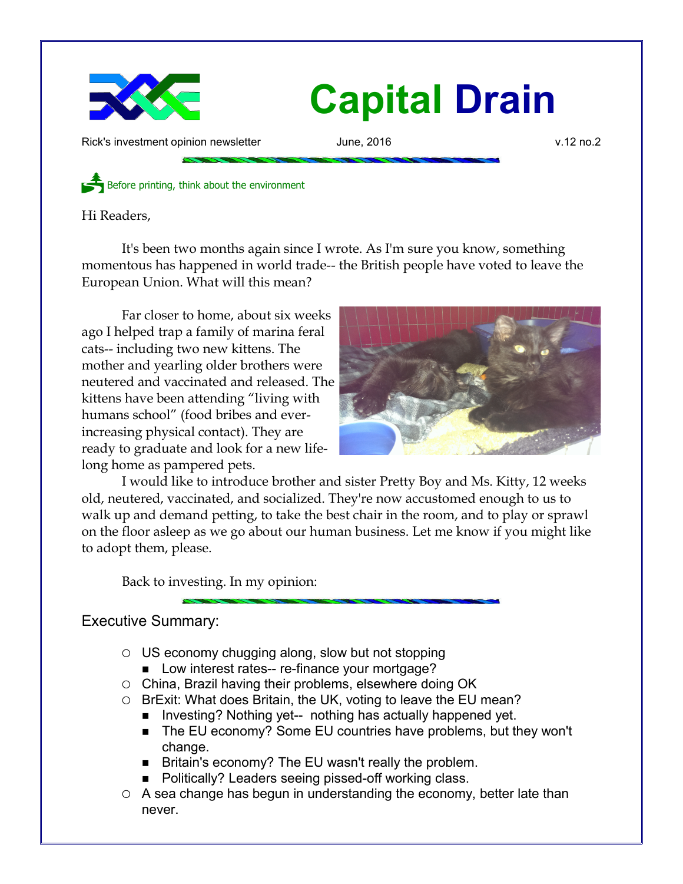# Capital Drain

Rick's investment opinion newsletter June, 2016 v.12 no.2

Before printing, think about the environment

Hi Readers,

It's been two months again since I wrote. As I'm sure you know, something momentous has happened in world trade-- the British people have voted to leave the European Union. What will this mean?

Far closer to home, about six weeks ago I helped trap a family of marina feral cats-- including two new kittens. The mother and yearling older brothers were neutered and vaccinated and released. The kittens have been attending "living with humans school" (food bribes and ever-increasing physical contact). They are ready to graduate and look for a new life-long home as pampered pets.

I would like to introduce brother and sister Pretty Boy and Ms. Kitty, 12 weeks old, neutered, vaccinated, and socialized. They're now accustomed enough to us to walk up and demand petting, to take the best chair in the room, and to play or sprawl on the floor asleep as we go about our human business. Let me know if you might like to adopt them, please.

Back to investing. In my opinion:

## Executive Summary:

- US economy chugging along, slow but not stopping
  - Low interest rates-- re-finance your mortgage?
- China, Brazil having their problems, elsewhere doing OK
- BrExit: What does Britain, the UK, voting to leave the EU mean?
  - Investing? Nothing yet-- nothing has actually happened yet.
  - The EU economy? Some EU countries have problems, but they won't change.
  - Britain's economy? The EU wasn't really the problem.
  - Politically? Leaders seeing pissed-off working class.
- A sea change has begun in understanding the economy, better late than never.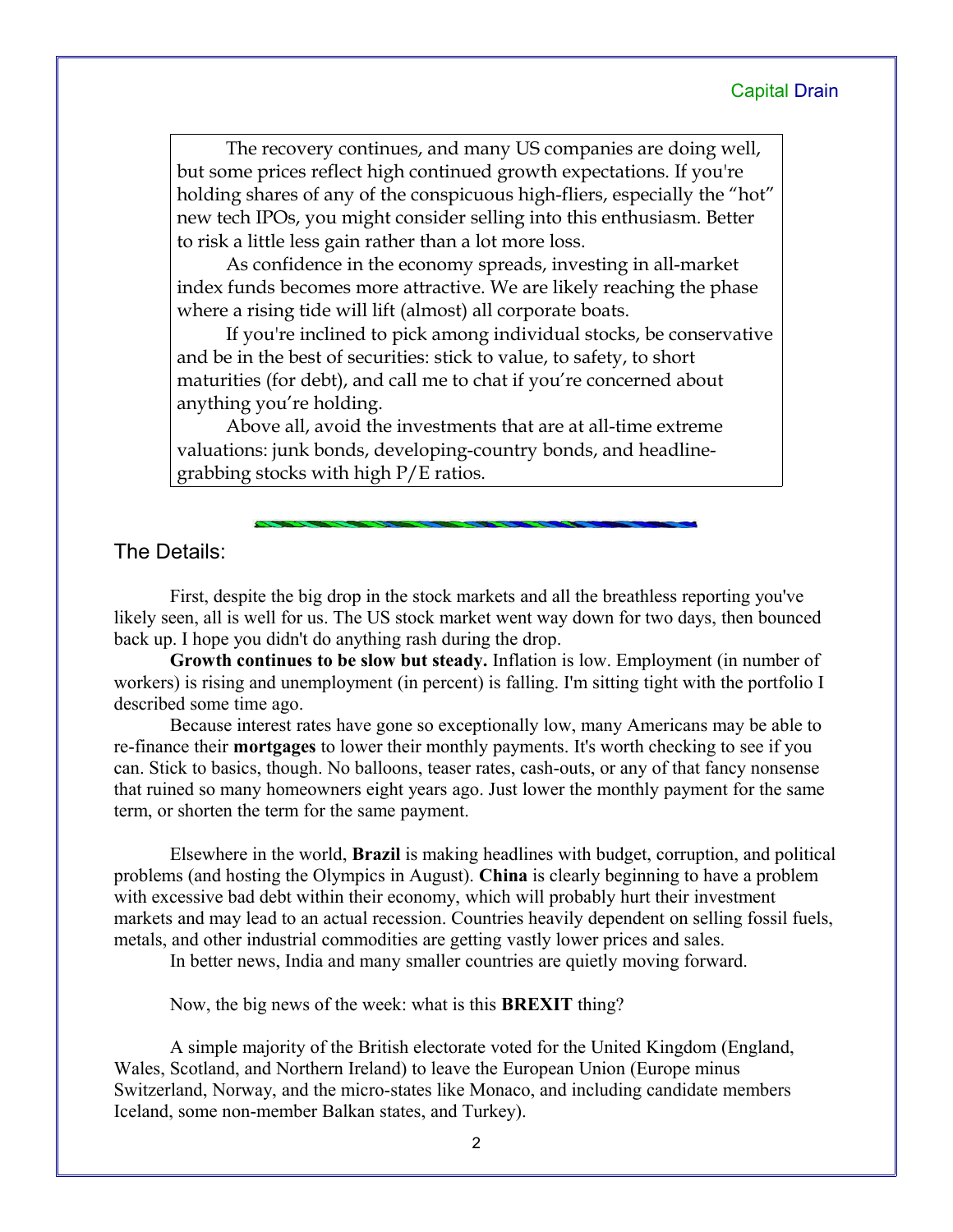The recovery continues, and many US companies are doing well, but some prices reflect high continued growth expectations. If you're holding shares of any of the conspicuous high-fliers, especially the "hot" new tech IPOs, you might consider selling into this enthusiasm. Better to risk a little less gain rather than a lot more loss.

As confidence in the economy spreads, investing in all-market index funds becomes more attractive. We are likely reaching the phase where a rising tide will lift (almost) all corporate boats.

If you're inclined to pick among individual stocks, be conservative and be in the best of securities: stick to value, to safety, to short maturities (for debt), and call me to chat if you're concerned about anything you're holding.

Above all, avoid the investments that are at all-time extreme valuations: junk bonds, developing-country bonds, and headline-grabbing stocks with high P/E ratios.

## The Details:

First, despite the big drop in the stock markets and all the breathless reporting you've likely seen, all is well for us. The US stock market went way down for two days, then bounced back up. I hope you didn't do anything rash during the drop.

**Growth continues to be slow but steady.** Inflation is low. Employment (in number of workers) is rising and unemployment (in percent) is falling. I'm sitting tight with the portfolio I described some time ago.

Because interest rates have gone so exceptionally low, many Americans may be able to re-finance their **mortgages** to lower their monthly payments. It's worth checking to see if you can. Stick to basics, though. No balloons, teaser rates, cash-outs, or any of that fancy nonsense that ruined so many homeowners eight years ago. Just lower the monthly payment for the same term, or shorten the term for the same payment.

Elsewhere in the world, **Brazil** is making headlines with budget, corruption, and political problems (and hosting the Olympics in August). **China** is clearly beginning to have a problem with excessive bad debt within their economy, which will probably hurt their investment markets and may lead to an actual recession. Countries heavily dependent on selling fossil fuels, metals, and other industrial commodities are getting vastly lower prices and sales.

In better news, India and many smaller countries are quietly moving forward.

Now, the big news of the week: what is this **BREXIT** thing?

A simple majority of the British electorate voted for the United Kingdom (England, Wales, Scotland, and Northern Ireland) to leave the European Union (Europe minus Switzerland, Norway, and the micro-states like Monaco, and including candidate members Iceland, some non-member Balkan states, and Turkey).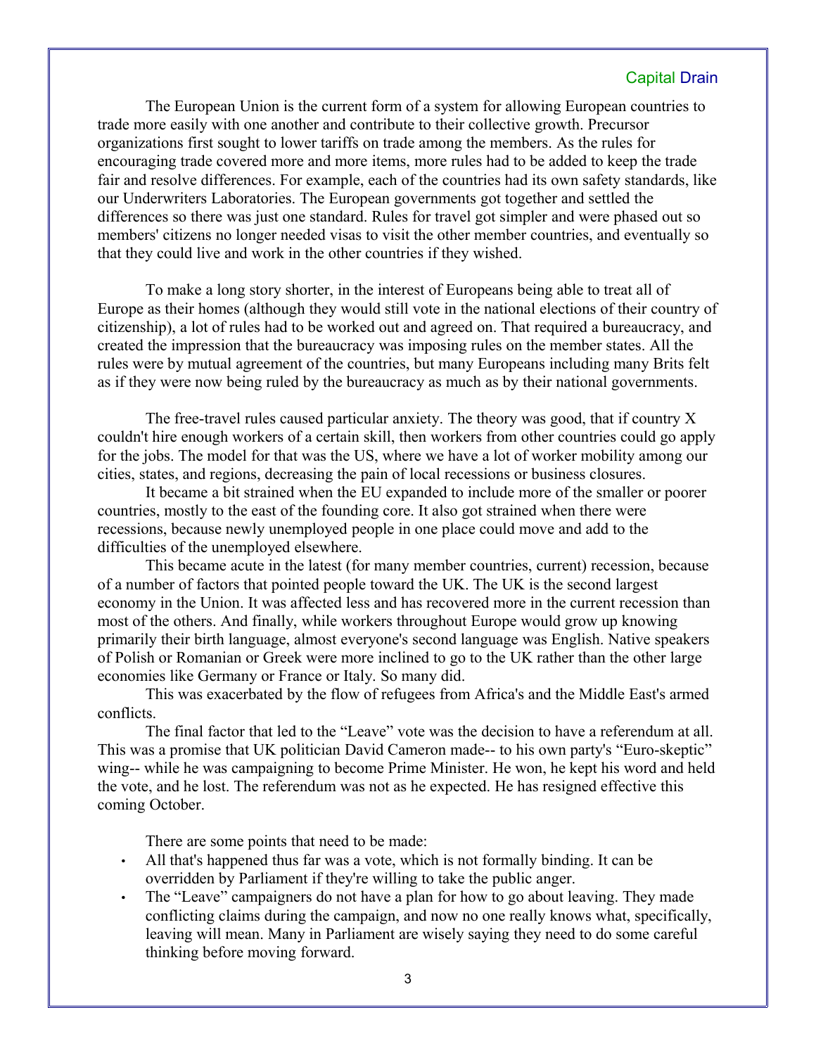The European Union is the current form of a system for allowing European countries to trade more easily with one another and contribute to their collective growth. Precursor organizations first sought to lower tariffs on trade among the members. As the rules for encouraging trade covered more and more items, more rules had to be added to keep the trade fair and resolve differences. For example, each of the countries had its own safety standards, like our Underwriters Laboratories. The European governments got together and settled the differences so there was just one standard. Rules for travel got simpler and were phased out so members' citizens no longer needed visas to visit the other member countries, and eventually so that they could live and work in the other countries if they wished.

To make a long story shorter, in the interest of Europeans being able to treat all of Europe as their homes (although they would still vote in the national elections of their country of citizenship), a lot of rules had to be worked out and agreed on. That required a bureaucracy, and created the impression that the bureaucracy was imposing rules on the member states. All the rules were by mutual agreement of the countries, but many Europeans including many Brits felt as if they were now being ruled by the bureaucracy as much as by their national governments.

The free-travel rules caused particular anxiety. The theory was good, that if country X couldn't hire enough workers of a certain skill, then workers from other countries could go apply for the jobs. The model for that was the US, where we have a lot of worker mobility among our cities, states, and regions, decreasing the pain of local recessions or business closures.

It became a bit strained when the EU expanded to include more of the smaller or poorer countries, mostly to the east of the founding core. It also got strained when there were recessions, because newly unemployed people in one place could move and add to the difficulties of the unemployed elsewhere.

This became acute in the latest (for many member countries, current) recession, because of a number of factors that pointed people toward the UK. The UK is the second largest economy in the Union. It was affected less and has recovered more in the current recession than most of the others. And finally, while workers throughout Europe would grow up knowing primarily their birth language, almost everyone's second language was English. Native speakers of Polish or Romanian or Greek were more inclined to go to the UK rather than the other large economies like Germany or France or Italy. So many did.

This was exacerbated by the flow of refugees from Africa's and the Middle East's armed conflicts.

The final factor that led to the "Leave" vote was the decision to have a referendum at all. This was a promise that UK politician David Cameron made-- to his own party's "Euro-skeptic" wing-- while he was campaigning to become Prime Minister. He won, he kept his word and held the vote, and he lost. The referendum was not as he expected. He has resigned effective this coming October.

There are some points that need to be made:

- All that's happened thus far was a vote, which is not formally binding. It can be overridden by Parliament if they're willing to take the public anger.
- The "Leave" campaigners do not have a plan for how to go about leaving. They made conflicting claims during the campaign, and now no one really knows what, specifically, leaving will mean. Many in Parliament are wisely saying they need to do some careful thinking before moving forward.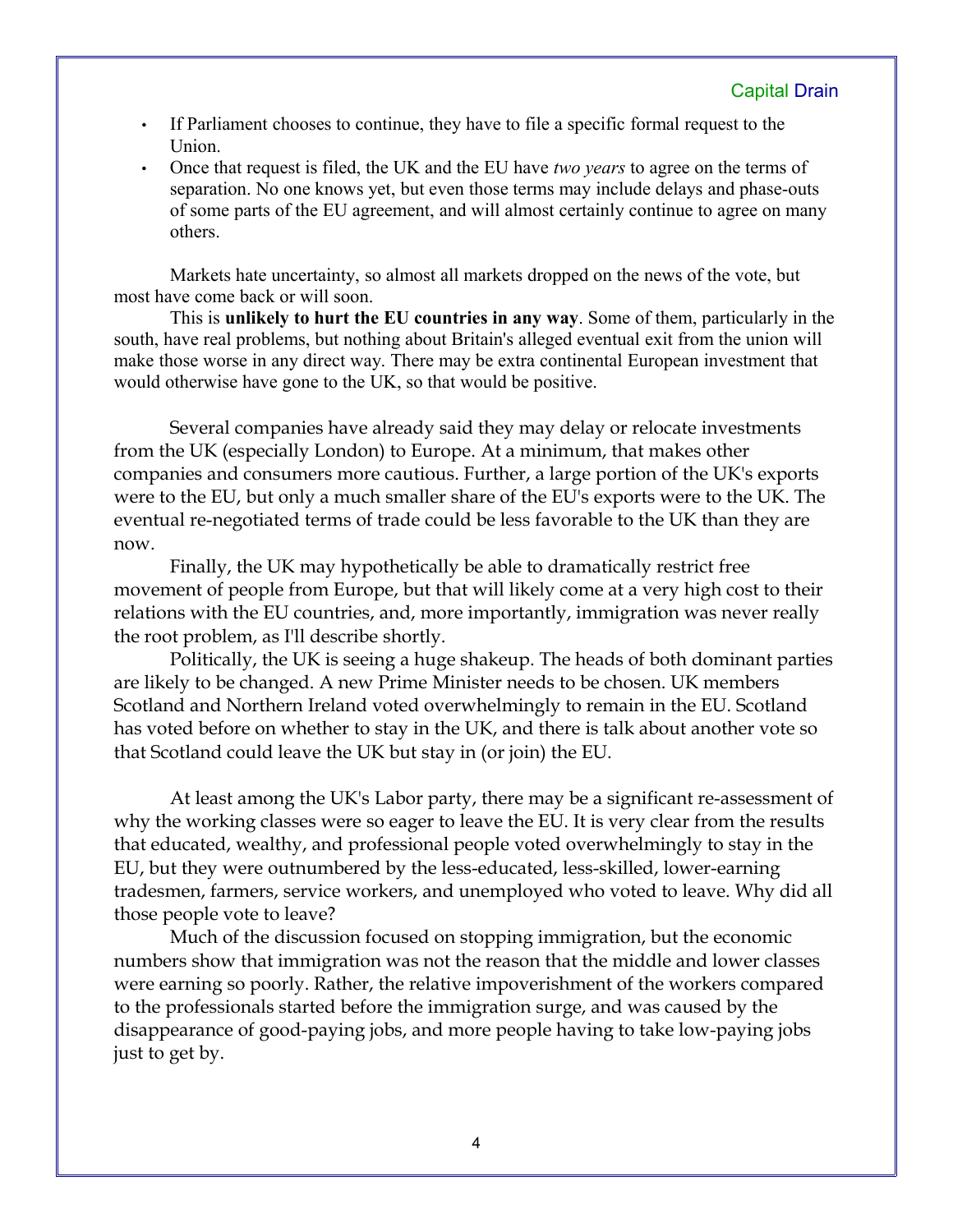- If Parliament chooses to continue, they have to file a specific formal request to the Union.
- Once that request is filed, the UK and the EU have *two years* to agree on the terms of separation. No one knows yet, but even those terms may include delays and phase-outs of some parts of the EU agreement, and will almost certainly continue to agree on many others.

Markets hate uncertainty, so almost all markets dropped on the news of the vote, but most have come back or will soon.

This is **unlikely to hurt the EU countries in any way**. Some of them, particularly in the south, have real problems, but nothing about Britain's alleged eventual exit from the union will make those worse in any direct way. There may be extra continental European investment that would otherwise have gone to the UK, so that would be positive.

Several companies have already said they may delay or relocate investments from the UK (especially London) to Europe. At a minimum, that makes other companies and consumers more cautious. Further, a large portion of the UK's exports were to the EU, but only a much smaller share of the EU's exports were to the UK. The eventual re-negotiated terms of trade could be less favorable to the UK than they are now.

Finally, the UK may hypothetically be able to dramatically restrict free movement of people from Europe, but that will likely come at a very high cost to their relations with the EU countries, and, more importantly, immigration was never really the root problem, as I'll describe shortly.

Politically, the UK is seeing a huge shakeup. The heads of both dominant parties are likely to be changed. A new Prime Minister needs to be chosen. UK members Scotland and Northern Ireland voted overwhelmingly to remain in the EU. Scotland has voted before on whether to stay in the UK, and there is talk about another vote so that Scotland could leave the UK but stay in (or join) the EU.

At least among the UK's Labor party, there may be a significant re-assessment of why the working classes were so eager to leave the EU. It is very clear from the results that educated, wealthy, and professional people voted overwhelmingly to stay in the EU, but they were outnumbered by the less-educated, less-skilled, lower-earning tradesmen, farmers, service workers, and unemployed who voted to leave. Why did all those people vote to leave?

Much of the discussion focused on stopping immigration, but the economic numbers show that immigration was not the reason that the middle and lower classes were earning so poorly. Rather, the relative impoverishment of the workers compared to the professionals started before the immigration surge, and was caused by the disappearance of good-paying jobs, and more people having to take low-paying jobs just to get by.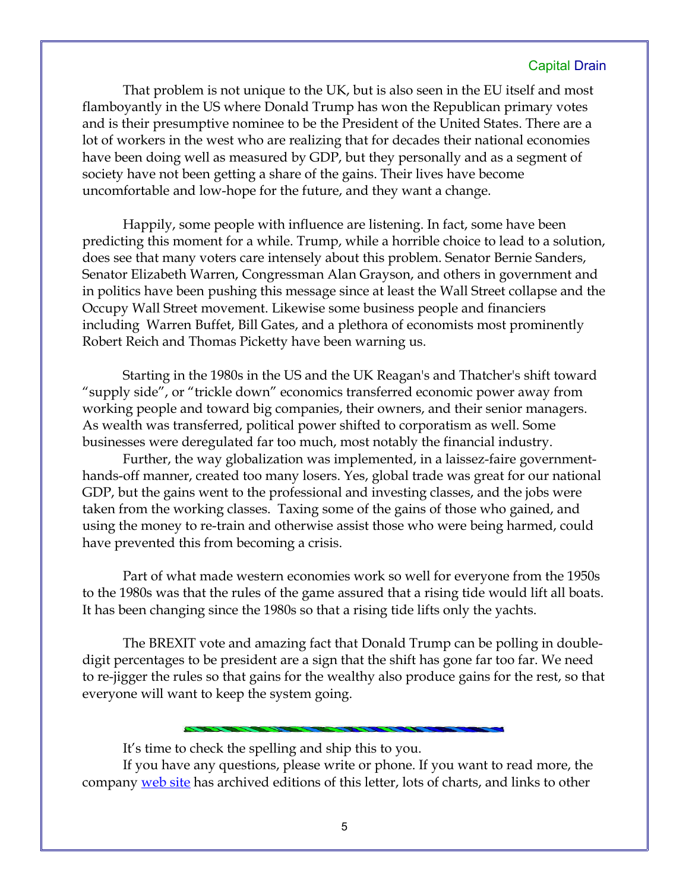That problem is not unique to the UK, but is also seen in the EU itself and most flamboyantly in the US where Donald Trump has won the Republican primary votes and is their presumptive nominee to be the President of the United States. There are a lot of workers in the west who are realizing that for decades their national economies have been doing well as measured by GDP, but they personally and as a segment of society have not been getting a share of the gains. Their lives have become uncomfortable and low-hope for the future, and they want a change.

Happily, some people with influence are listening. In fact, some have been predicting this moment for a while. Trump, while a horrible choice to lead to a solution, does see that many voters care intensely about this problem. Senator Bernie Sanders, Senator Elizabeth Warren, Congressman Alan Grayson, and others in government and in politics have been pushing this message since at least the Wall Street collapse and the Occupy Wall Street movement. Likewise some business people and financiers including Warren Buffet, Bill Gates, and a plethora of economists most prominently Robert Reich and Thomas Picketty have been warning us.

Starting in the 1980s in the US and the UK Reagan's and Thatcher's shift toward "supply side", or "trickle down" economics transferred economic power away from working people and toward big companies, their owners, and their senior managers. As wealth was transferred, political power shifted to corporatism as well. Some businesses were deregulated far too much, most notably the financial industry.

Further, the way globalization was implemented, in a laissez-faire government-hands-off manner, created too many losers. Yes, global trade was great for our national GDP, but the gains went to the professional and investing classes, and the jobs were taken from the working classes. Taxing some of the gains of those who gained, and using the money to re-train and otherwise assist those who were being harmed, could have prevented this from becoming a crisis.

Part of what made western economies work so well for everyone from the 1950s to the 1980s was that the rules of the game assured that a rising tide would lift all boats. It has been changing since the 1980s so that a rising tide lifts only the yachts.

The BREXIT vote and amazing fact that Donald Trump can be polling in double-digit percentages to be president are a sign that the shift has gone far too far. We need to re-jigger the rules so that gains for the wealthy also produce gains for the rest, so that everyone will want to keep the system going.

---

It's time to check the spelling and ship this to you.

If you have any questions, please write or phone. If you want to read more, the company web site has archived editions of this letter, lots of charts, and links to other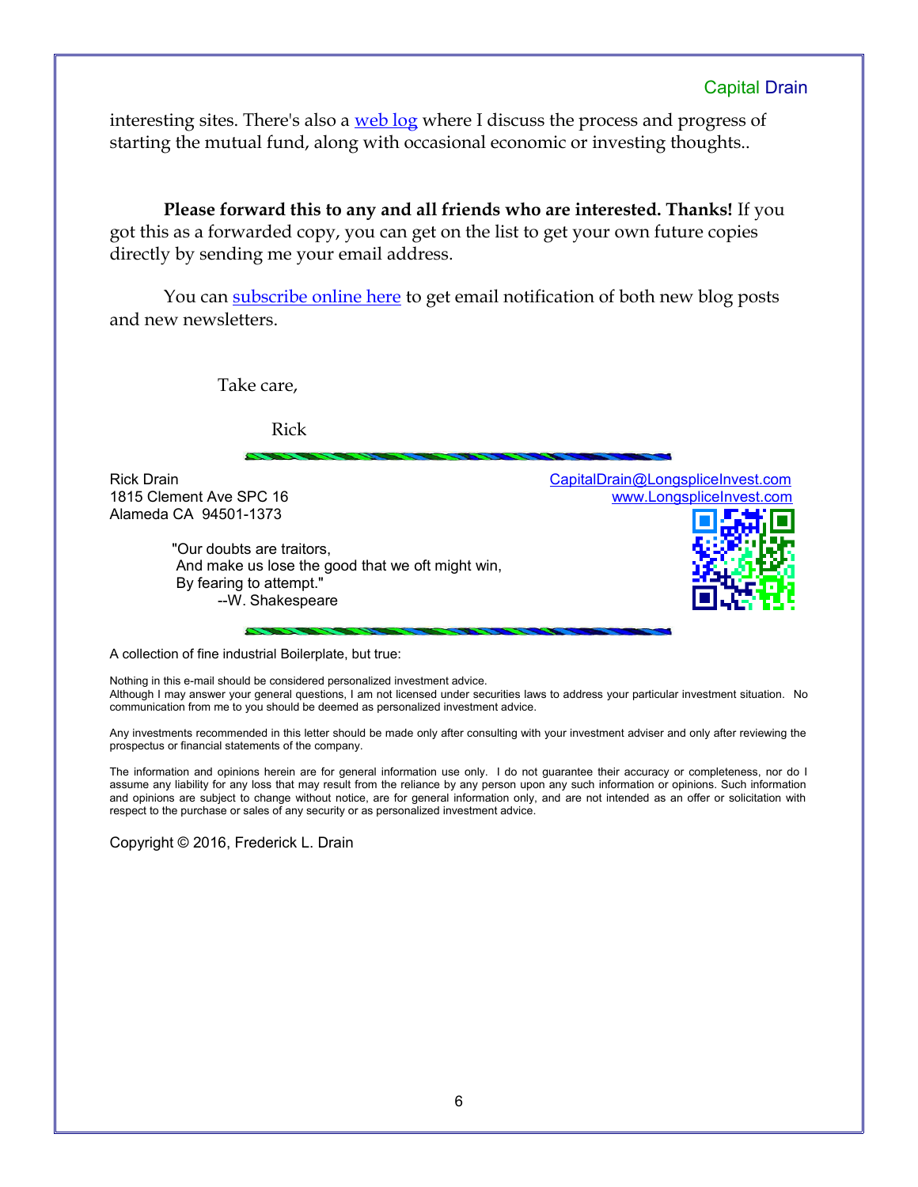interesting sites. There's also a web log where I discuss the process and progress of starting the mutual fund, along with occasional economic or investing thoughts..

**Please forward this to any and all friends who are interested. Thanks!** If you got this as a forwarded copy, you can get on the list to get your own future copies directly by sending me your email address.

You can subscribe online here to get email notification of both new blog posts and new newsletters.

Take care,

Rick

Rick Drain
1815 Clement Ave SPC 16
Alameda CA 94501-1373

CapitalDrain@LongspliceInvest.com
www.LongspliceInvest.com

"Our doubts are traitors,
And make us lose the good that we oft might win,
By fearing to attempt."
--W. Shakespeare

A collection of fine industrial Boilerplate, but true:

Nothing in this e-mail should be considered personalized investment advice.
Although I may answer your general questions, I am not licensed under securities laws to address your particular investment situation. No communication from me to you should be deemed as personalized investment advice.

Any investments recommended in this letter should be made only after consulting with your investment adviser and only after reviewing the prospectus or financial statements of the company.

The information and opinions herein are for general information use only. I do not guarantee their accuracy or completeness, nor do I assume any liability for any loss that may result from the reliance by any person upon any such information or opinions. Such information and opinions are subject to change without notice, are for general information only, and are not intended as an offer or solicitation with respect to the purchase or sales of any security or as personalized investment advice.

Copyright © 2016, Frederick L. Drain